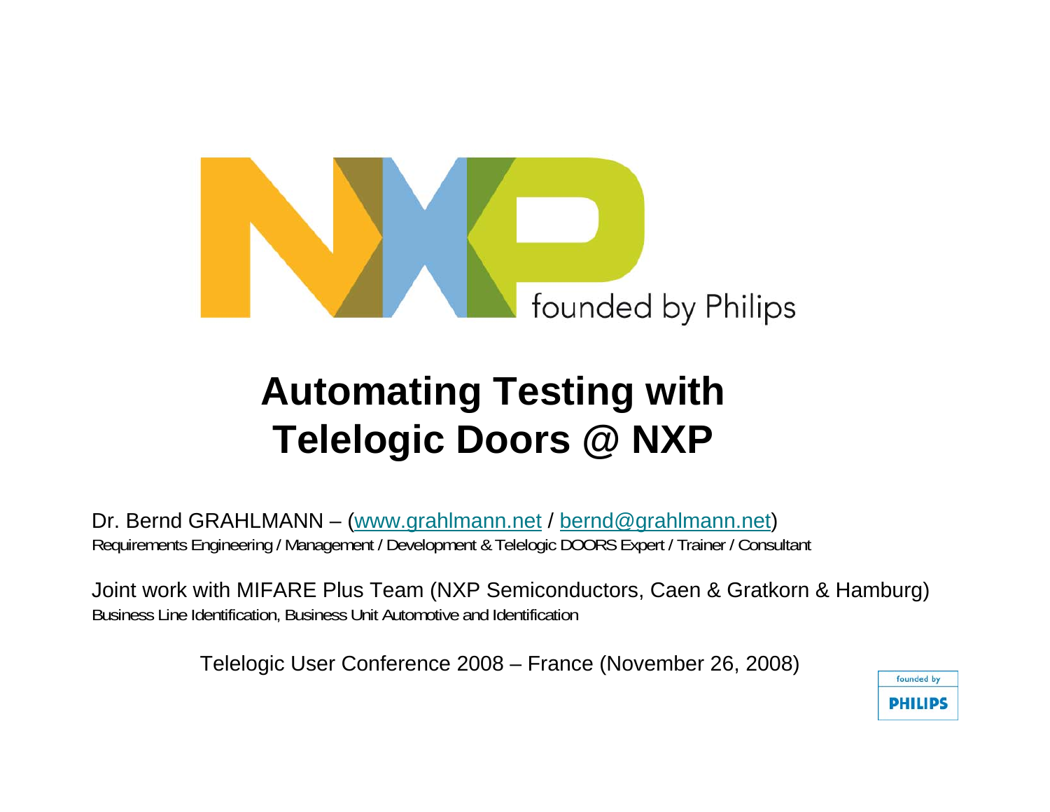# Automating Testing with Telelogic Doors @ NXP

Dr. Bernd GRAHLMANN – (www.grahlmann.net / bernd@grahlmann.net)
Requirements Engineering / Management / Development & Telelogic DOORS Expert / Trainer / Consultant

Joint work with MIFARE Plus Team (NXP Semiconductors, Caen & Gratkorn & Hamburg)
Business Line Identification, Business Unit Automotive and Identification

Telelogic User Conference 2008 – France (November 26, 2008)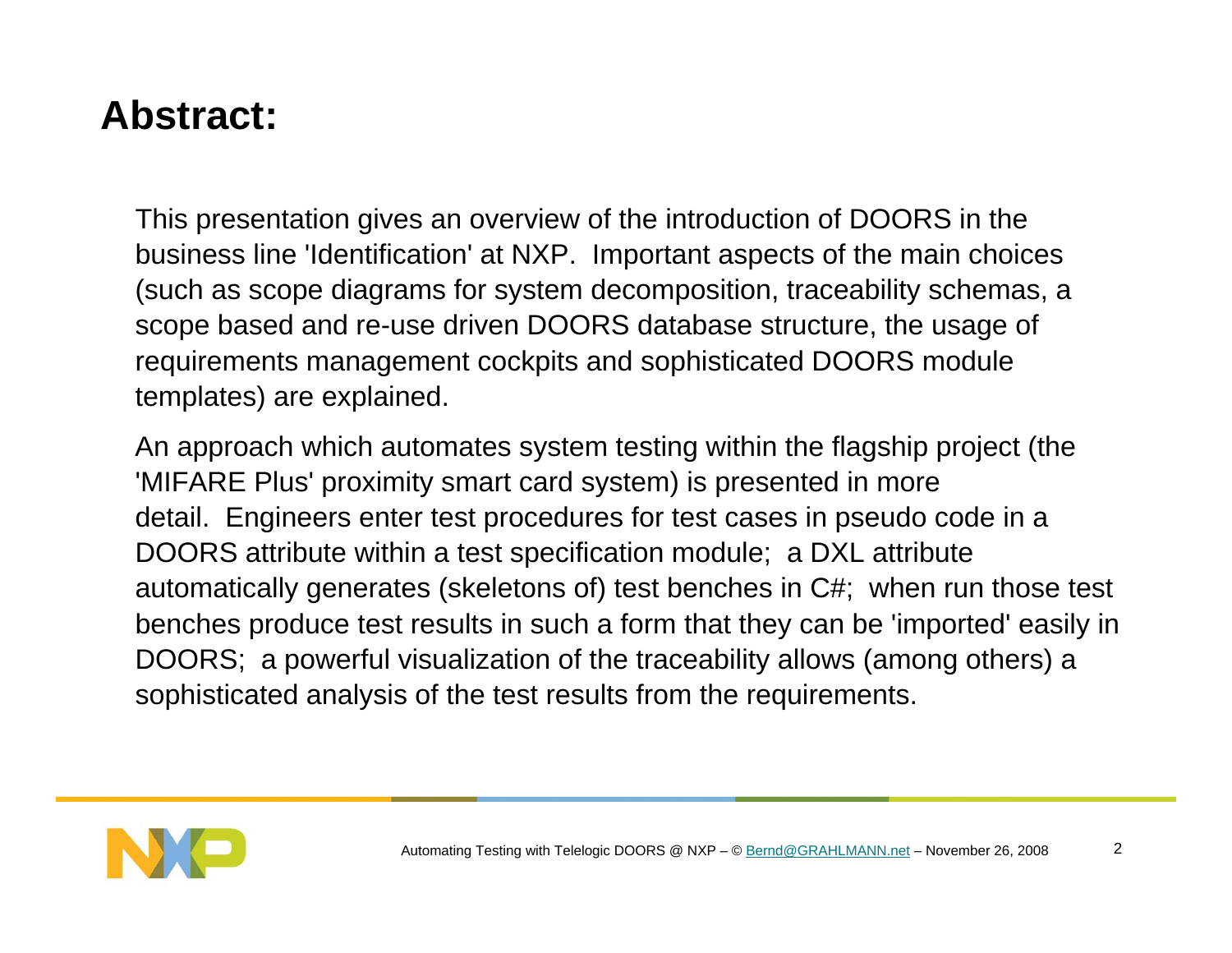# Abstract:

This presentation gives an overview of the introduction of DOORS in the business line 'Identification' at NXP. Important aspects of the main choices (such as scope diagrams for system decomposition, traceability schemas, a scope based and re-use driven DOORS database structure, the usage of requirements management cockpits and sophisticated DOORS module templates) are explained.

An approach which automates system testing within the flagship project (the 'MIFARE Plus' proximity smart card system) is presented in more detail. Engineers enter test procedures for test cases in pseudo code in a DOORS attribute within a test specification module; a DXL attribute automatically generates (skeletons of) test benches in C#; when run those test benches produce test results in such a form that they can be 'imported' easily in DOORS; a powerful visualization of the traceability allows (among others) a sophisticated analysis of the test results from the requirements.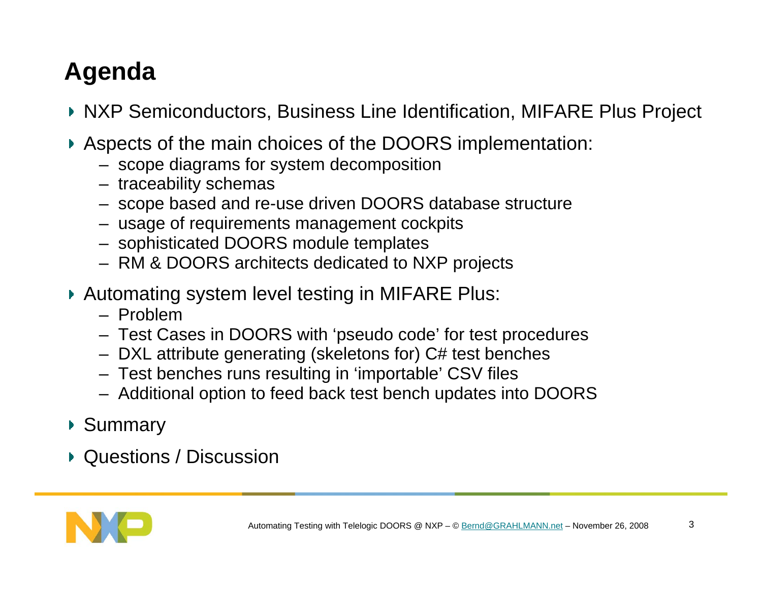# Agenda

- NXP Semiconductors, Business Line Identification, MIFARE Plus Project
- Aspects of the main choices of the DOORS implementation:
  - scope diagrams for system decomposition
  - traceability schemas
  - scope based and re-use driven DOORS database structure
  - usage of requirements management cockpits
  - sophisticated DOORS module templates
  - RM & DOORS architects dedicated to NXP projects
- Automating system level testing in MIFARE Plus:
  - Problem
  - Test Cases in DOORS with 'pseudo code' for test procedures
  - DXL attribute generating (skeletons for) C# test benches
  - Test benches runs resulting in 'importable' CSV files
  - Additional option to feed back test bench updates into DOORS
- Summary
- Questions / Discussion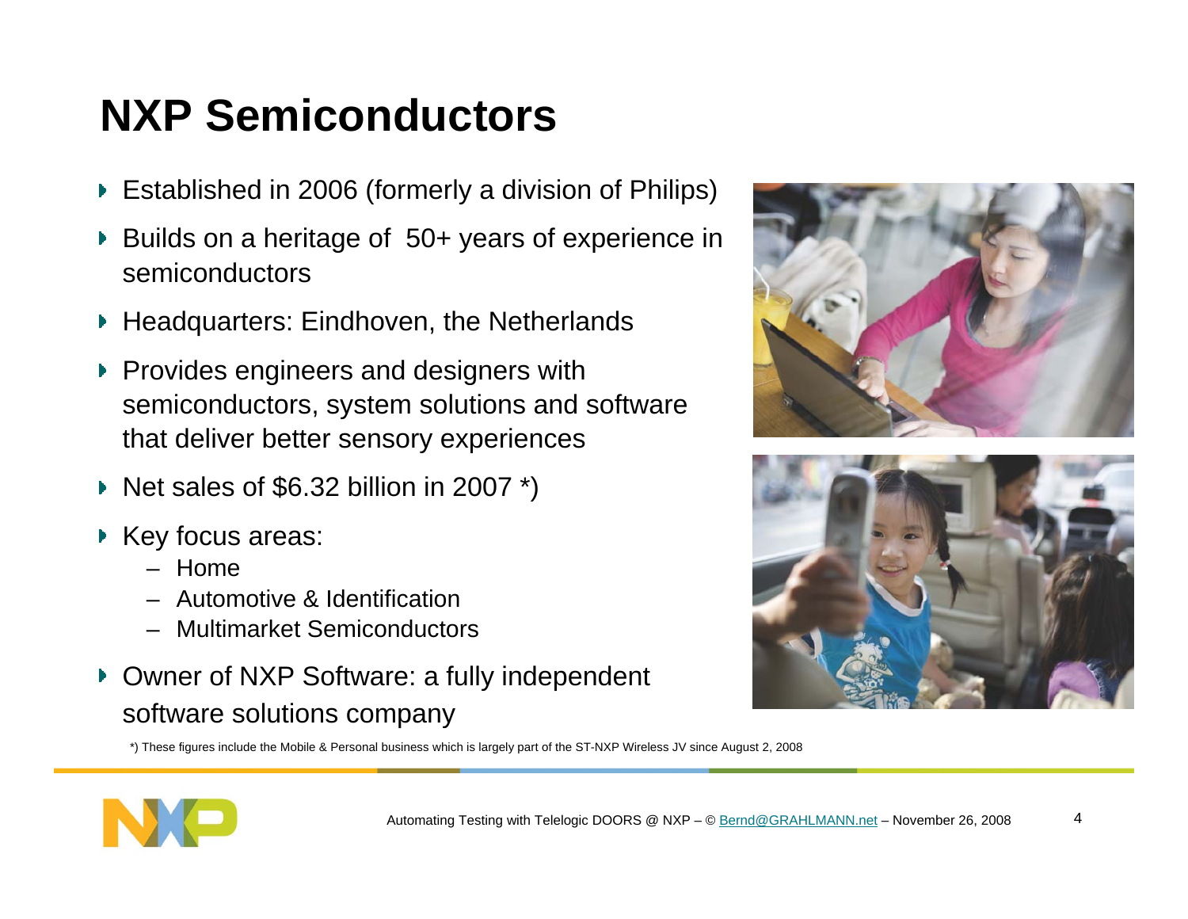# NXP Semiconductors

- Established in 2006 (formerly a division of Philips)
- Builds on a heritage of 50+ years of experience in semiconductors
- Headquarters: Eindhoven, the Netherlands
- Provides engineers and designers with semiconductors, system solutions and software that deliver better sensory experiences
- Net sales of $6.32 billion in 2007 *)
- Key focus areas:
  - Home
  - Automotive & Identification
  - Multimarket Semiconductors
- Owner of NXP Software: a fully independent software solutions company

*) These figures include the Mobile & Personal business which is largely part of the ST-NXP Wireless JV since August 2, 2008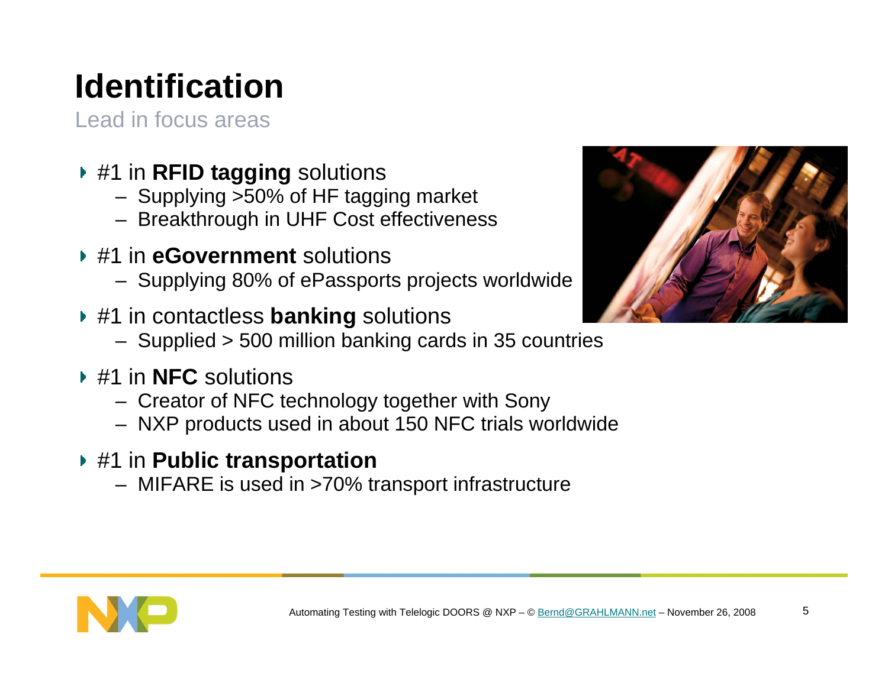# Identification

Lead in focus areas

- #1 in **RFID tagging** solutions
  - Supplying >50% of HF tagging market
  - Breakthrough in UHF Cost effectiveness
- #1 in **eGovernment** solutions
  - Supplying 80% of ePassports projects worldwide
- #1 in contactless **banking** solutions
  - Supplied > 500 million banking cards in 35 countries
- #1 in **NFC** solutions
  - Creator of NFC technology together with Sony
  - NXP products used in about 150 NFC trials worldwide
- #1 in **Public transportation**
  - MIFARE is used in >70% transport infrastructure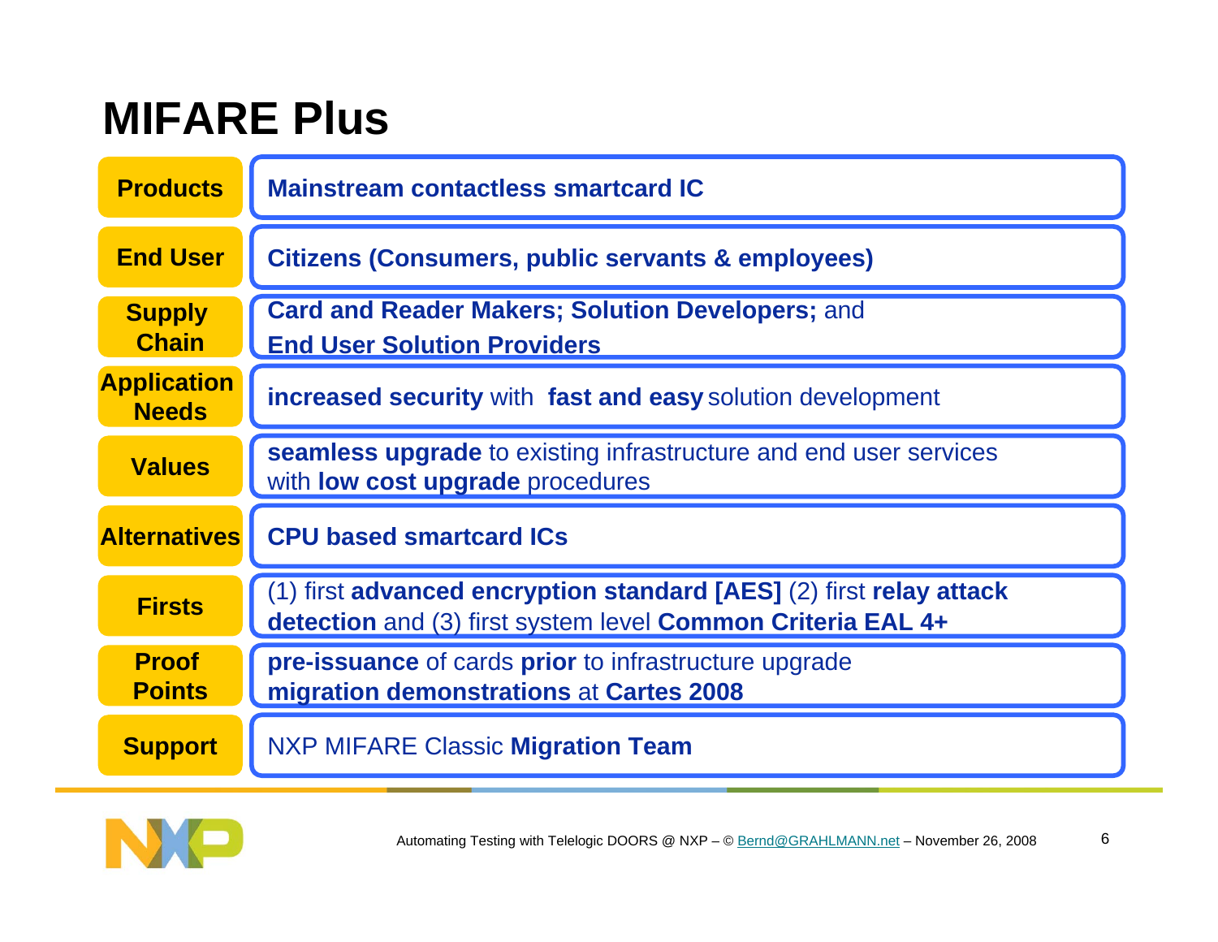# MIFARE Plus

| | |
|---|---|
| **Products** | **Mainstream contactless smartcard IC** |
| **End User** | **Citizens (Consumers, public servants & employees)** |
| **Supply Chain** | **Card and Reader Makers; Solution Developers;** and **End User Solution Providers** |
| **Application Needs** | **increased security** with **fast and easy** solution development |
| **Values** | **seamless upgrade** to existing infrastructure and end user services with **low cost upgrade** procedures |
| **Alternatives** | **CPU based smartcard ICs** |
| **Firsts** | (1) first **advanced encryption standard [AES]** (2) first **relay attack detection** and (3) first system level **Common Criteria EAL 4+** |
| **Proof Points** | **pre-issuance** of cards **prior** to infrastructure upgrade **migration demonstrations** at **Cartes 2008** |
| **Support** | NXP MIFARE Classic **Migration Team** |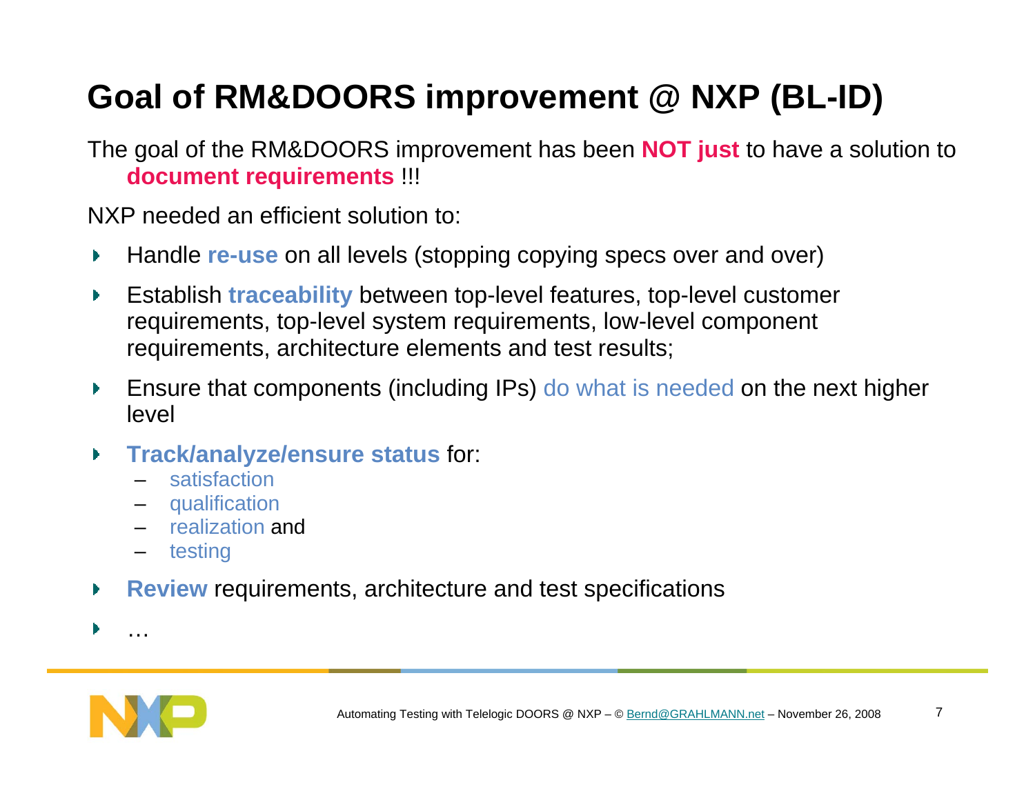# Goal of RM&DOORS improvement @ NXP (BL-ID)

The goal of the RM&DOORS improvement has been **NOT just** to have a solution to **document requirements** !!!

NXP needed an efficient solution to:

- Handle **re-use** on all levels (stopping copying specs over and over)
- Establish **traceability** between top-level features, top-level customer requirements, top-level system requirements, low-level component requirements, architecture elements and test results;
- Ensure that components (including IPs) do what is needed on the next higher level
- **Track/analyze/ensure status** for:
  - satisfaction
  - qualification
  - realization and
  - testing
- **Review** requirements, architecture and test specifications
- …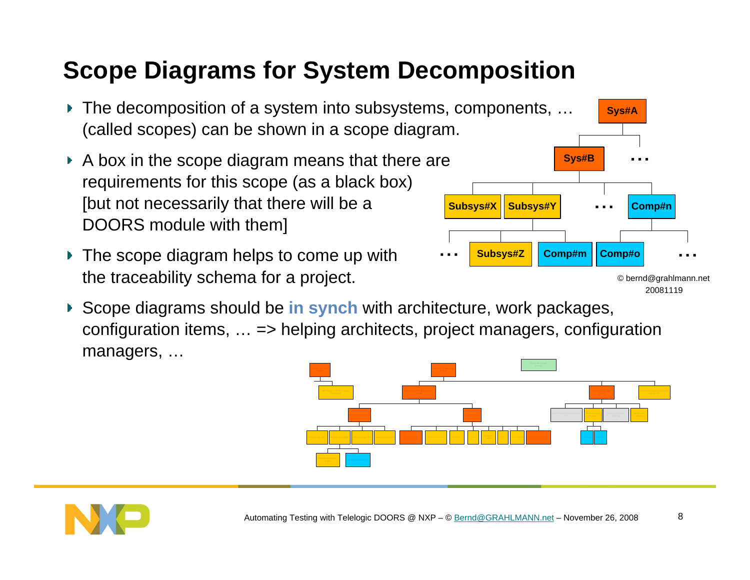# Scope Diagrams for System Decomposition

- The decomposition of a system into subsystems, components, … (called scopes) can be shown in a scope diagram.
- A box in the scope diagram means that there are requirements for this scope (as a black box) [but not necessarily that there will be a DOORS module with them]
- The scope diagram helps to come up with the traceability schema for a project.
- Scope diagrams should be **in synch** with architecture, work packages, configuration items, … => helping architects, project managers, configuration managers, …

Sys#A

Sys#B …

Subsys#X Subsys#Y … Comp#n

… Subsys#Z Comp#m Comp#o …

© bernd@grahlmann.net 20081119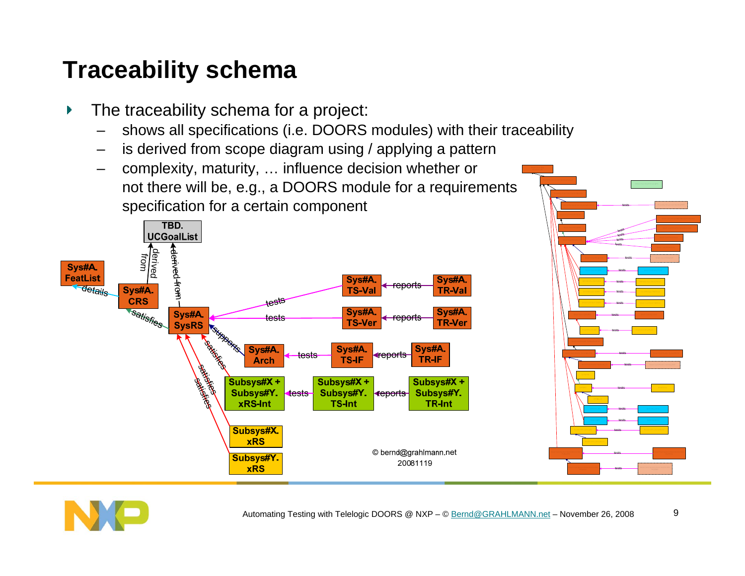# Traceability schema

- The traceability schema for a project:
  - shows all specifications (i.e. DOORS modules) with their traceability
  - is derived from scope diagram using / applying a pattern
  - complexity, maturity, … influence decision whether or not there will be, e.g., a DOORS module for a requirements specification for a certain component

TBD. UCGoalList

Sys#A. FeatList — details — Sys#A. CRS — derived from — TBD. UCGoalList

Sys#A. SysRS — derived from — TBD. UCGoalList; Sys#A. SysRS — satisfies — Sys#A. CRS

Sys#A. TS-Val — tests — Sys#A. SysRS; Sys#A. TR-Val — reports — Sys#A. TS-Val

Sys#A. TS-Ver — tests — Sys#A. SysRS; Sys#A. TR-Ver — reports — Sys#A. TS-Ver

Sys#A. Arch — supports — Sys#A. SysRS; Sys#A. TS-IF — tests — Sys#A. Arch; Sys#A. TR-IF — reports — Sys#A. TS-IF

Subsys#X + Subsys#Y. xRS-Int — satisfies — Sys#A. SysRS; Subsys#X + Subsys#Y. TS-Int — tests — Subsys#X + Subsys#Y. xRS-Int; Subsys#X + Subsys#Y. TR-Int — reports — Subsys#X + Subsys#Y. TS-Int

Subsys#X. xRS — satisfies — Sys#A. SysRS

Subsys#Y. xRS — satisfies — Sys#A. SysRS

© bernd@grahlmann.net
20081119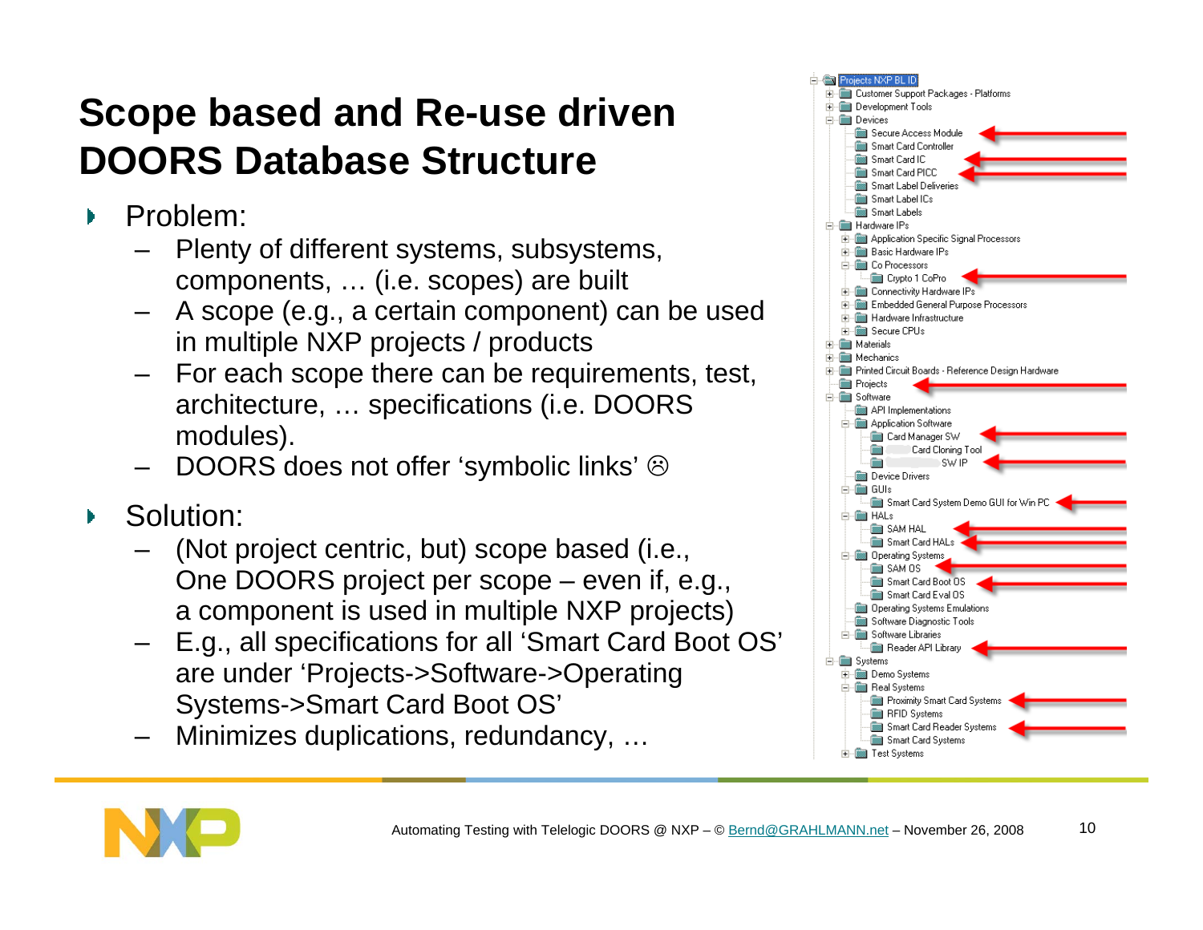# Scope based and Re-use driven DOORS Database Structure

- Problem:
  - Plenty of different systems, subsystems, components, … (i.e. scopes) are built
  - A scope (e.g., a certain component) can be used in multiple NXP projects / products
  - For each scope there can be requirements, test, architecture, … specifications (i.e. DOORS modules).
  - DOORS does not offer 'symbolic links' ☹
- Solution:
  - (Not project centric, but) scope based (i.e., One DOORS project per scope – even if, e.g., a component is used in multiple NXP projects)
  - E.g., all specifications for all 'Smart Card Boot OS' are under 'Projects->Software->Operating Systems->Smart Card Boot OS'
  - Minimizes duplications, redundancy, …

```
Projects NXP BL ID
├─ Customer Support Packages - Platforms
├─ Development Tools
├─ Devices
│  ├─ Secure Access Module
│  ├─ Smart Card Controller
│  ├─ Smart Card IC
│  ├─ Smart Card PICC
│  ├─ Smart Label Deliveries
│  ├─ Smart Label ICs
│  └─ Smart Labels
├─ Hardware IPs
│  ├─ Application Specific Signal Processors
│  ├─ Basic Hardware IPs
│  ├─ Co Processors
│  │  └─ Crypto 1 CoPro
│  ├─ Connectivity Hardware IPs
│  ├─ Embedded General Purpose Processors
│  ├─ Hardware Infrastructure
│  └─ Secure CPUs
├─ Materials
├─ Mechanics
├─ Printed Circuit Boards - Reference Design Hardware
├─ Projects
├─ Software
│  ├─ API Implementations
│  ├─ Application Software
│  │  ├─ Card Manager SW
│  │  ├─ Card Cloning Tool
│  │  └─ SW IP
│  ├─ Device Drivers
│  ├─ GUIs
│  │  └─ Smart Card System Demo GUI for Win PC
│  ├─ HALs
│  │  ├─ SAM HAL
│  │  └─ Smart Card HALs
│  ├─ Operating Systems
│  │  ├─ SAM OS
│  │  ├─ Smart Card Boot OS
│  │  └─ Smart Card Eval OS
│  ├─ Operating Systems Emulations
│  ├─ Software Diagnostic Tools
│  └─ Software Libraries
│     └─ Reader API Library
└─ Systems
   ├─ Demo Systems
   ├─ Real Systems
   │  ├─ Proximity Smart Card Systems
   │  ├─ RFID Systems
   │  ├─ Smart Card Reader Systems
   │  └─ Smart Card Systems
   └─ Test Systems
```

Automating Testing with Telelogic DOORS @ NXP – © Bernd@GRAHLMANN.net – November 26, 2008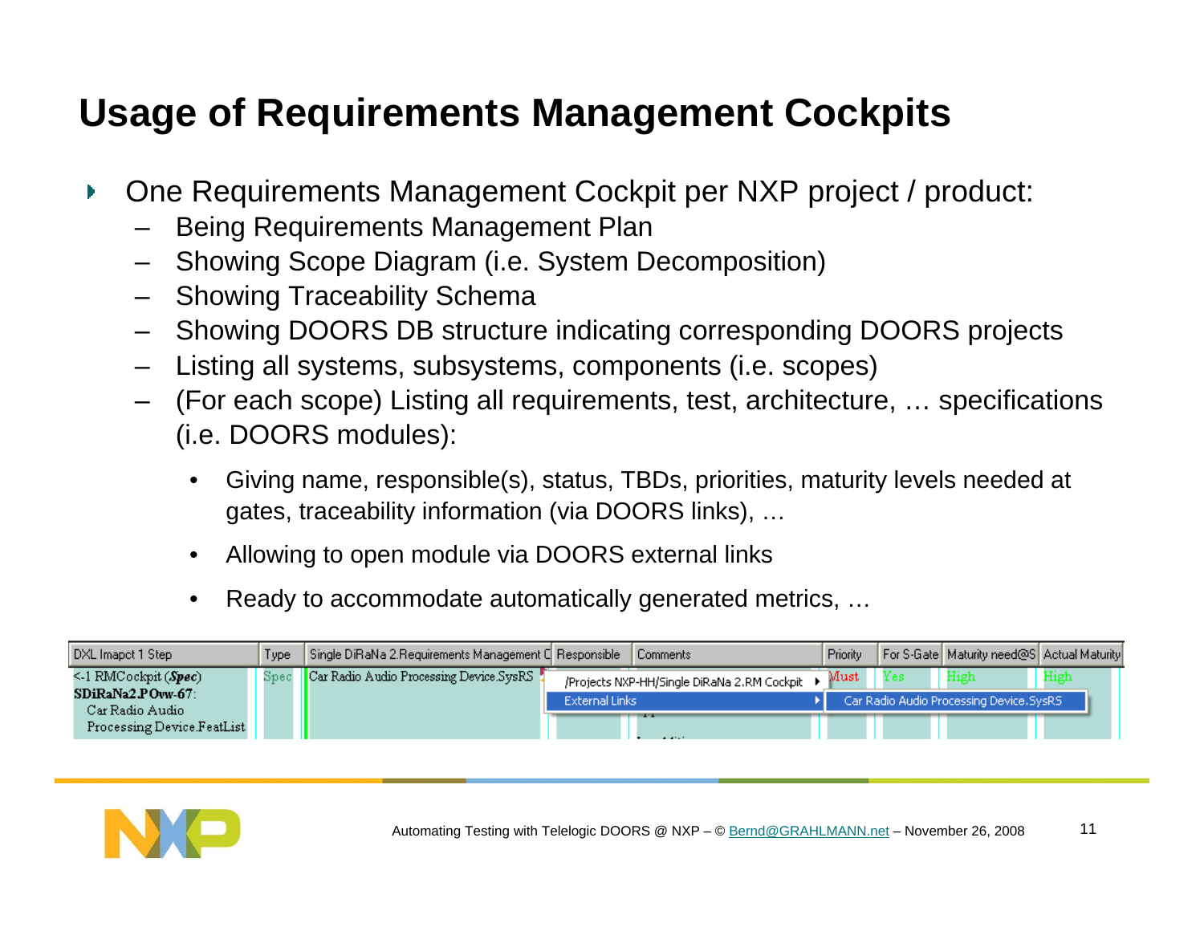# Usage of Requirements Management Cockpits

- One Requirements Management Cockpit per NXP project / product:
  - Being Requirements Management Plan
  - Showing Scope Diagram (i.e. System Decomposition)
  - Showing Traceability Schema
  - Showing DOORS DB structure indicating corresponding DOORS projects
  - Listing all systems, subsystems, components (i.e. scopes)
  - (For each scope) Listing all requirements, test, architecture, … specifications (i.e. DOORS modules):
    - Giving name, responsible(s), status, TBDs, priorities, maturity levels needed at gates, traceability information (via DOORS links), …
    - Allowing to open module via DOORS external links
    - Ready to accommodate automatically generated metrics, …

| DXL Imapct 1 Step | Type | Single DiRaNa 2.Requirements Management C | Responsible | Comments | Priority | For S-Gate | Maturity need@S | Actual Maturity |
|---|---|---|---|---|---|---|---|---|
| <-1 RMCockpit (*Spec*) **SDiRaNa2.POvw-67**: Car Radio Audio Processing Device.FeatList | Spec | Car Radio Audio Processing Device.SysRS | | | Must | Yes | High | High |

/Projects NXP-HH/Single DiRaNa 2.RM Cockpit ▸ External Links ▸ Car Radio Audio Processing Device.SysRS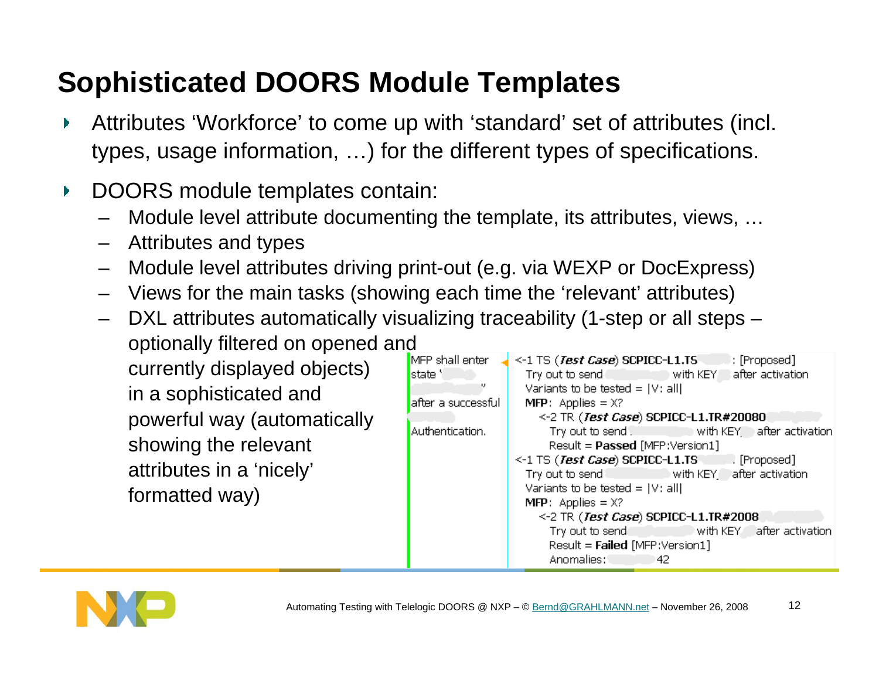# Sophisticated DOORS Module Templates

- Attributes 'Workforce' to come up with 'standard' set of attributes (incl. types, usage information, …) for the different types of specifications.
- DOORS module templates contain:
  - Module level attribute documenting the template, its attributes, views, …
  - Attributes and types
  - Module level attributes driving print-out (e.g. via WEXP or DocExpress)
  - Views for the main tasks (showing each time the 'relevant' attributes)
  - DXL attributes automatically visualizing traceability (1-step or all steps – optionally filtered on opened and currently displayed objects) in a sophisticated and powerful way (automatically showing the relevant attributes in a 'nicely' formatted way)

| | |
|---|---|
| MFP shall enter state '… " after a successful … Authentication. | <-1 TS (*Test Case*) SCPICC-L1.TS … : [Proposed]<br>Try out to send … with KEY … after activation<br>Variants to be tested = \|V: all\|<br>**MFP**: Applies = X?<br>  <-2 TR (*Test Case*) SCPICC-L1.TR#20080<br>  Try out to send … with KEY … after activation<br>  Result = **Passed** [MFP:Version1]<br><-1 TS (*Test Case*) SCPICC-L1.TS … [Proposed]<br>Try out to send … with KEY … after activation<br>Variants to be tested = \|V: all\|<br>**MFP**: Applies = X?<br>  <-2 TR (*Test Case*) SCPICC-L1.TR#2008<br>  Try out to send … with KEY … after activation<br>  Result = **Failed** [MFP:Version1]<br>  Anomalies: … 42 |

Automating Testing with Telelogic DOORS @ NXP – © Bernd@GRAHLMANN.net – November 26, 2008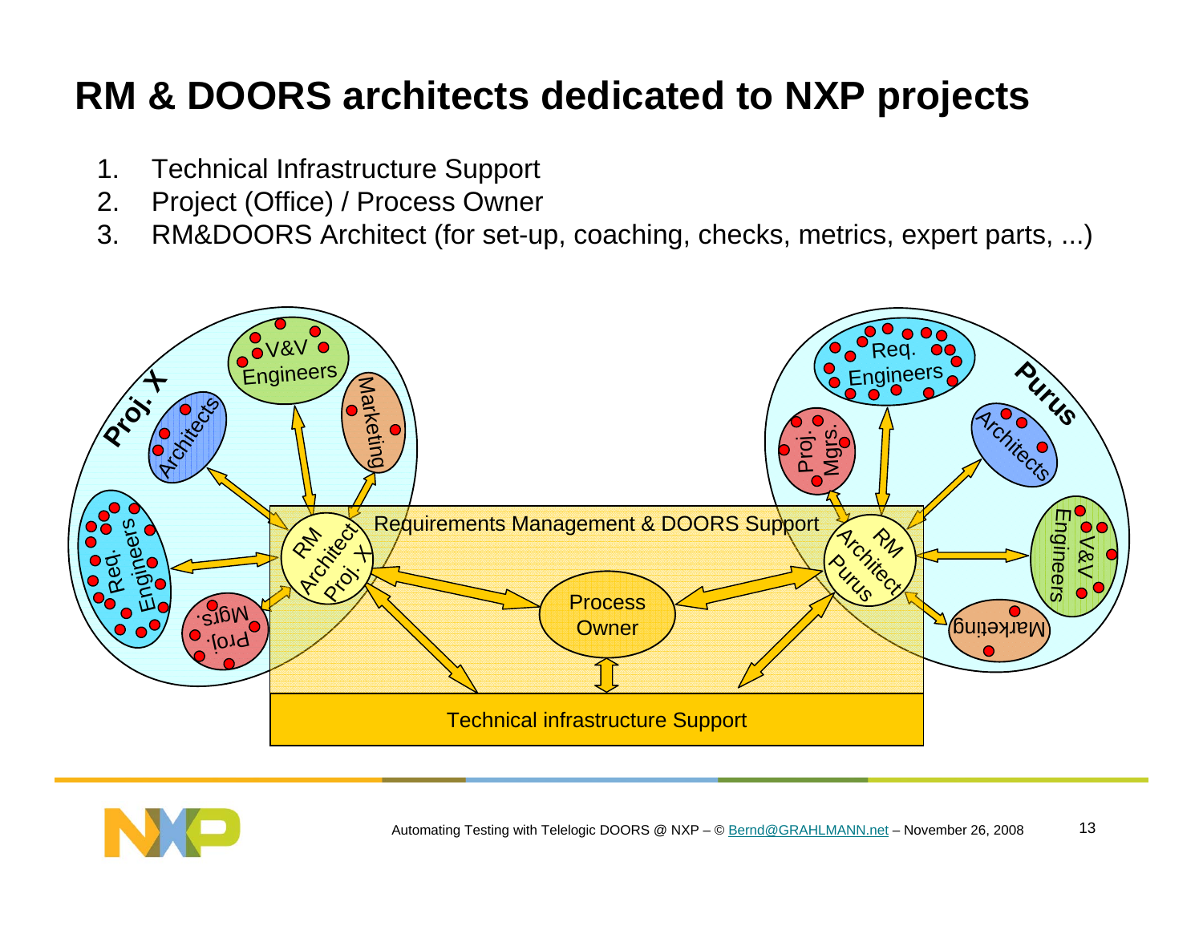# RM & DOORS architects dedicated to NXP projects

1. Technical Infrastructure Support
2. Project (Office) / Process Owner
3. RM&DOORS Architect (for set-up, coaching, checks, metrics, expert parts, ...)

Proj. X

V&V Engineers

Architects

Marketing

Req. Engineers

Proj. Mgrs.

RM Architect Proj. X

Requirements Management & DOORS Support

Process Owner

Technical infrastructure Support

Purus

Req. Engineers

Proj. Mgrs.

Architects

V&V Engineers

Marketing

RM Architect Purus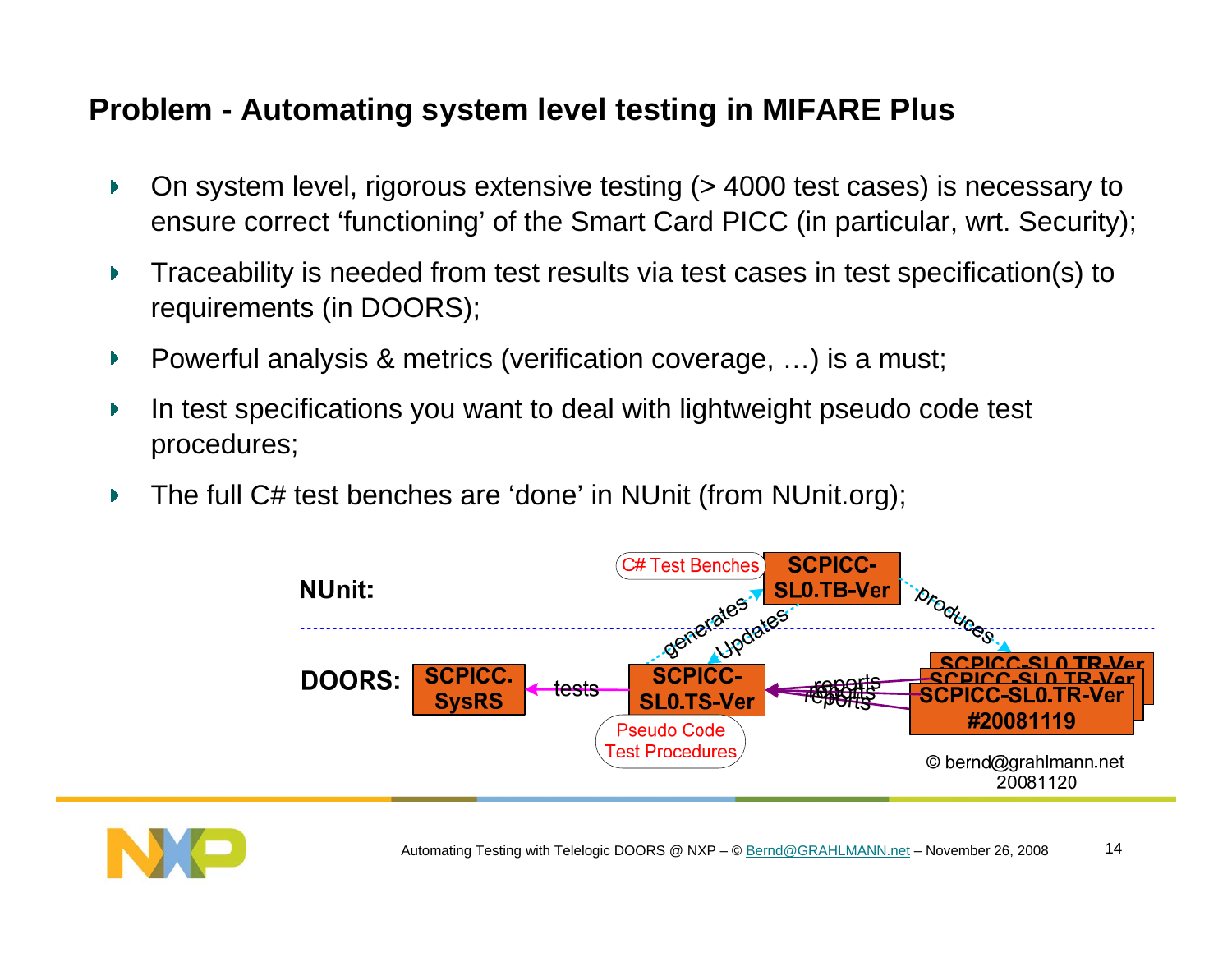## Problem - Automating system level testing in MIFARE Plus

- On system level, rigorous extensive testing (> 4000 test cases) is necessary to ensure correct 'functioning' of the Smart Card PICC (in particular, wrt. Security);
- Traceability is needed from test results via test cases in test specification(s) to requirements (in DOORS);
- Powerful analysis & metrics (verification coverage, …) is a must;
- In test specifications you want to deal with lightweight pseudo code test procedures;
- The full C# test benches are 'done' in NUnit (from NUnit.org);

NUnit: C# Test Benches — SCPICC-SL0.TB-Ver

DOORS: SCPICC. SysRS ← tests — SCPICC-SL0.TS-Ver (Pseudo Code Test Procedures) ← reports — SCPICC-SL0.TR-Ver #20081119

SCPICC-SL0.TS-Ver generates SCPICC-SL0.TB-Ver; SCPICC-SL0.TB-Ver updates SCPICC-SL0.TS-Ver; SCPICC-SL0.TB-Ver produces SCPICC-SL0.TR-Ver

© bernd@grahlmann.net 20081120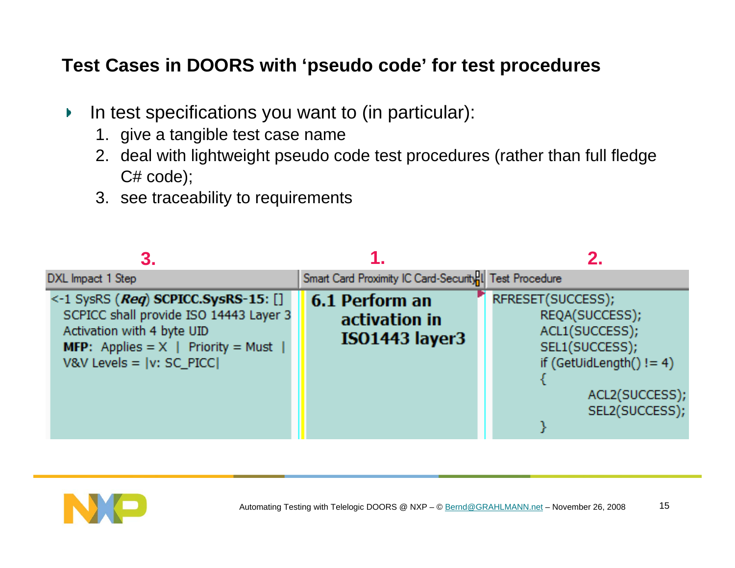## Test Cases in DOORS with 'pseudo code' for test procedures

- In test specifications you want to (in particular):
  1. give a tangible test case name
  2. deal with lightweight pseudo code test procedures (rather than full fledge C# code);
  3. see traceability to requirements

| 3. DXL Impact 1 Step | 1. Smart Card Proximity IC Card-Security | 2. Test Procedure |
|---|---|---|
| <-1 SysRS (***Req***) **SCPICC.SysRS-15**: [] SCPICC shall provide ISO 14443 Layer 3 Activation with 4 byte UID **MFP**: Applies = X \| Priority = Must \| V&V Levels = \|v: SC_PICC\| | **6.1 Perform an activation in ISO1443 layer3** | RFRESET(SUCCESS); REQA(SUCCESS); ACL1(SUCCESS); SEL1(SUCCESS); if (GetUidLength() != 4) { ACL2(SUCCESS); SEL2(SUCCESS); } |

Automating Testing with Telelogic DOORS @ NXP – © Bernd@GRAHLMANN.net – November 26, 2008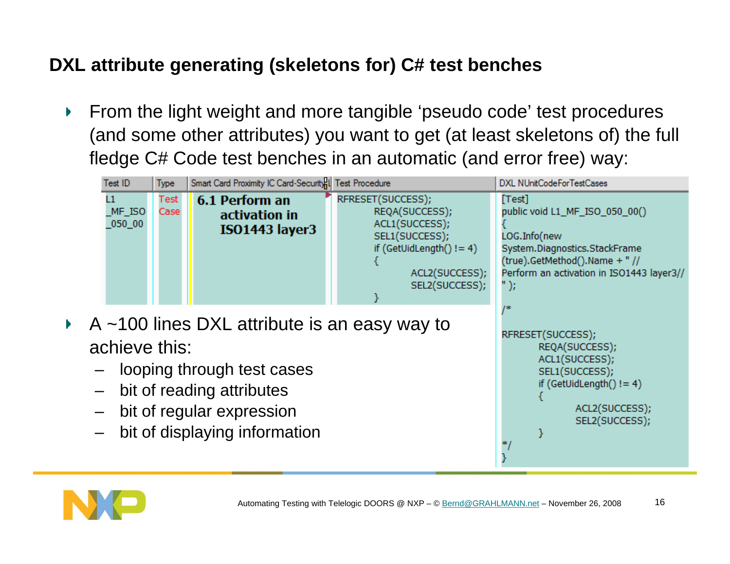## DXL attribute generating (skeletons for) C# test benches

- From the light weight and more tangible 'pseudo code' test procedures (and some other attributes) you want to get (at least skeletons of) the full fledge C# Code test benches in an automatic (and error free) way:

| Test ID | Type | Smart Card Proximity IC Card-Security | Test Procedure | DXL NUnitCodeForTestCases |
|---|---|---|---|---|
| L1_MF_ISO_050_00 | Test Case | **6.1 Perform an activation in ISO1443 layer3** | RFRESET(SUCCESS); REQA(SUCCESS); ACL1(SUCCESS); SEL1(SUCCESS); if (GetUidLength() != 4) { ACL2(SUCCESS); SEL2(SUCCESS); } | (see below) |

```
[Test]
public void L1_MF_ISO_050_00()
{
LOG.Info(new
System.Diagnostics.StackFrame
(true).GetMethod().Name + " //
Perform an activation in ISO1443 layer3//
" );

/*

RFRESET(SUCCESS);
        REQA(SUCCESS);
        ACL1(SUCCESS);
        SEL1(SUCCESS);
        if (GetUidLength() != 4)
        {
                ACL2(SUCCESS);
                SEL2(SUCCESS);
        }
*/
}
```

- A ~100 lines DXL attribute is an easy way to achieve this:
  - looping through test cases
  - bit of reading attributes
  - bit of regular expression
  - bit of displaying information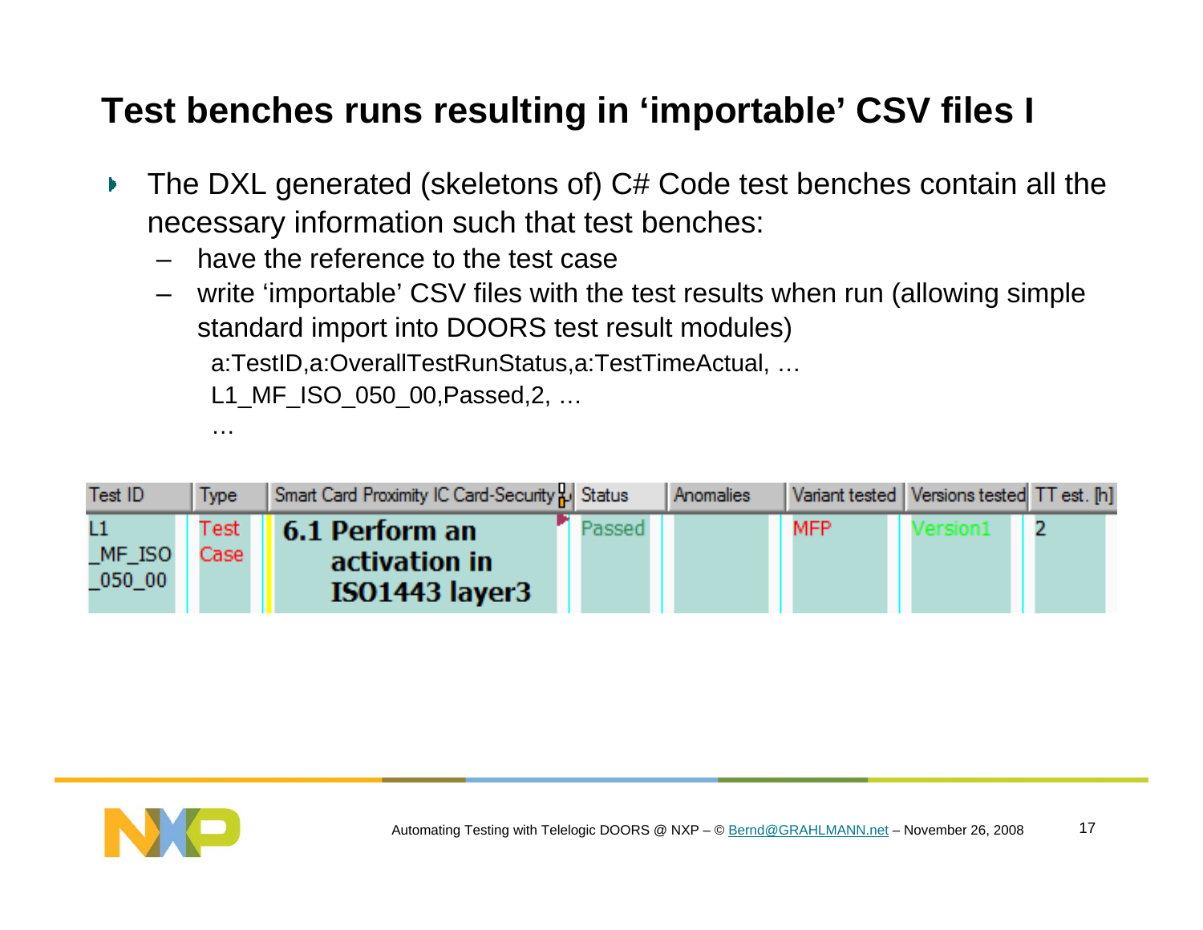# Test benches runs resulting in 'importable' CSV files I

- The DXL generated (skeletons of) C# Code test benches contain all the necessary information such that test benches:
  - have the reference to the test case
  - write 'importable' CSV files with the test results when run (allowing simple standard import into DOORS test result modules)

```
a:TestID,a:OverallTestRunStatus,a:TestTimeActual, …
L1_MF_ISO_050_00,Passed,2, …
…
```

| Test ID | Type | Smart Card Proximity IC Card-Security | Status | Anomalies | Variant tested | Versions tested | TT est. [h] |
|---|---|---|---|---|---|---|---|
| L1_MF_ISO_050_00 | Test Case | **6.1 Perform an activation in ISO1443 layer3** | Passed | | MFP | Version1 | 2 |

Automating Testing with Telelogic DOORS @ NXP – © Bernd@GRAHLMANN.net – November 26, 2008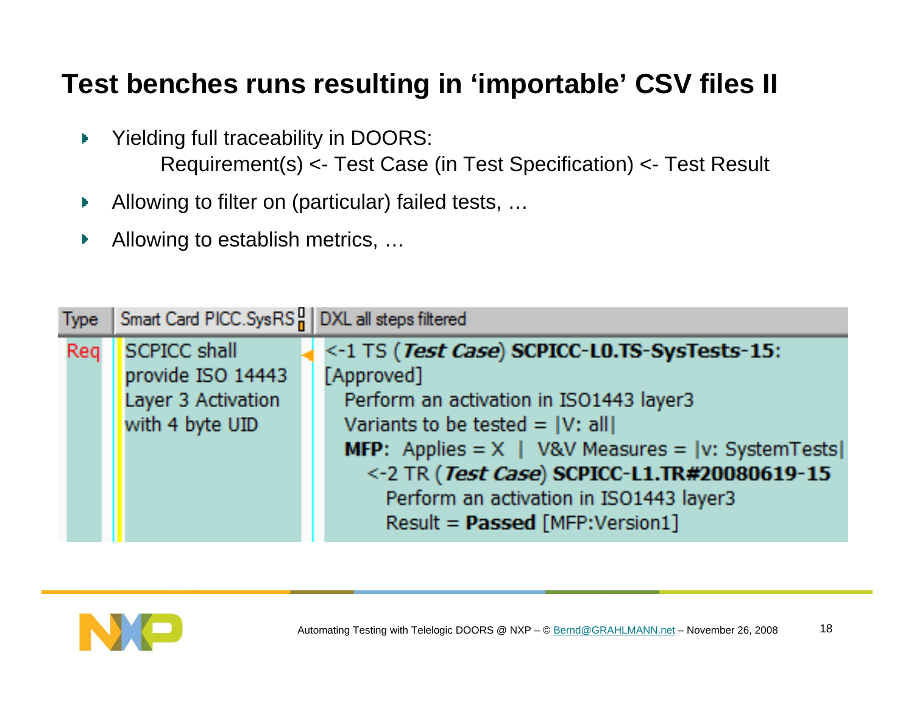# Test benches runs resulting in 'importable' CSV files II

- Yielding full traceability in DOORS:
  Requirement(s) <- Test Case (in Test Specification) <- Test Result
- Allowing to filter on (particular) failed tests, …
- Allowing to establish metrics, …

| Type | Smart Card PICC.SysRS | DXL all steps filtered |
|---|---|---|
| Req | SCPICC shall provide ISO 14443 Layer 3 Activation with 4 byte UID | <-1 TS (***Test Case***) **SCPICC-L0.TS-SysTests-15**: [Approved]<br>Perform an activation in ISO1443 layer3<br>Variants to be tested = \|V: all\|<br>**MFP**: Applies = X \| V&V Measures = \|v: SystemTests\|<br><-2 TR (***Test Case***) **SCPICC-L1.TR#20080619-15**<br>Perform an activation in ISO1443 layer3<br>Result = **Passed** [MFP:Version1] |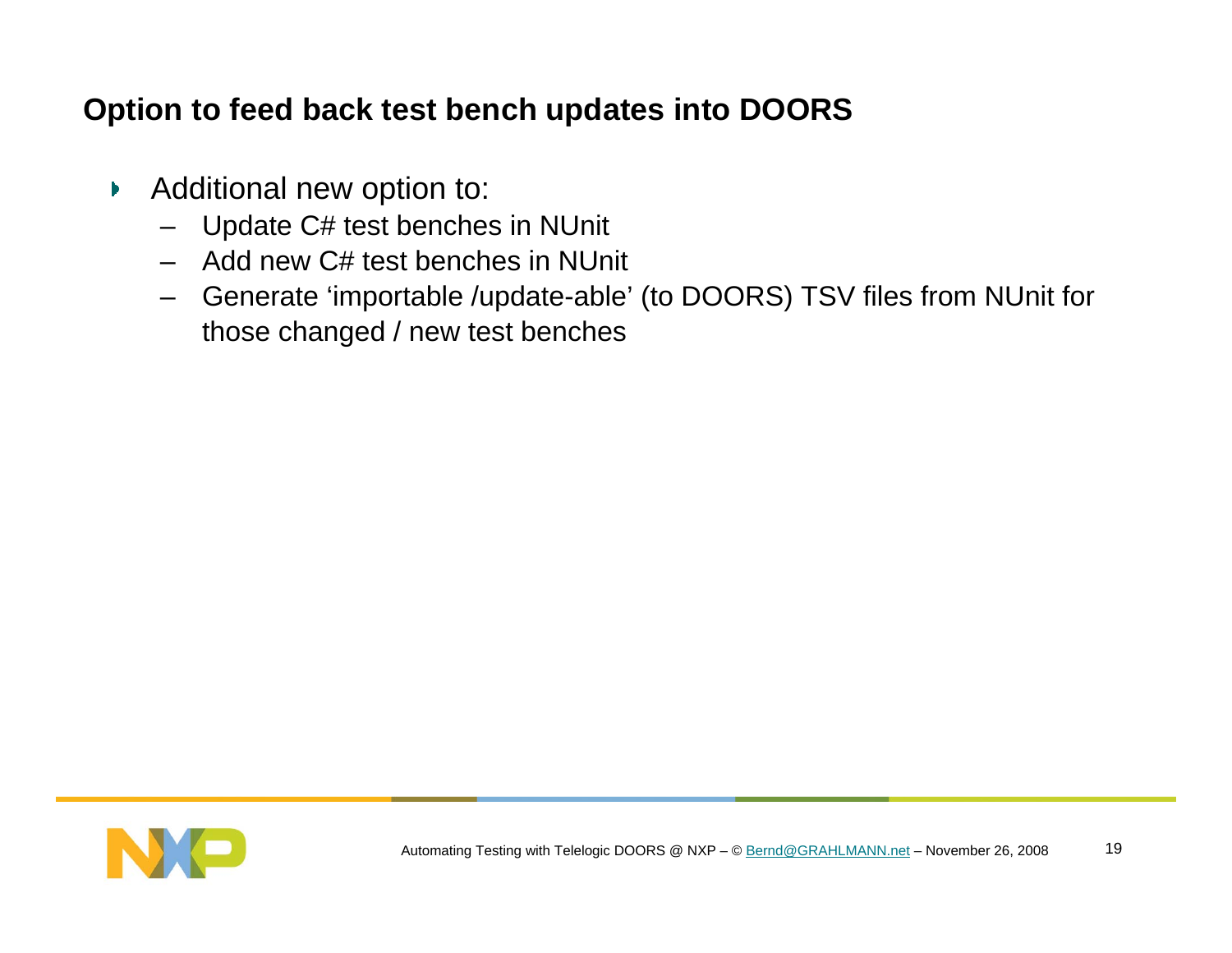## Option to feed back test bench updates into DOORS

- Additional new option to:
  - Update C# test benches in NUnit
  - Add new C# test benches in NUnit
  - Generate 'importable /update-able' (to DOORS) TSV files from NUnit for those changed / new test benches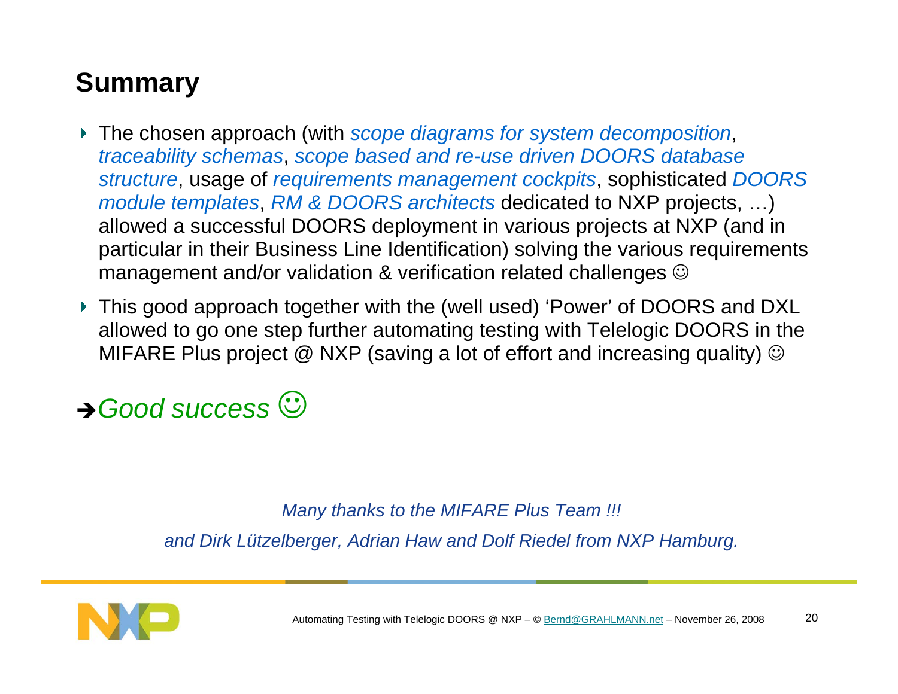# Summary

- The chosen approach (with *scope diagrams for system decomposition*, *traceability schemas*, *scope based and re-use driven DOORS database structure*, usage of *requirements management cockpits*, sophisticated *DOORS module templates*, *RM & DOORS architects* dedicated to NXP projects, …) allowed a successful DOORS deployment in various projects at NXP (and in particular in their Business Line Identification) solving the various requirements management and/or validation & verification related challenges ☺
- This good approach together with the (well used) 'Power' of DOORS and DXL allowed to go one step further automating testing with Telelogic DOORS in the MIFARE Plus project @ NXP (saving a lot of effort and increasing quality) ☺

➔*Good success* ☺

*Many thanks to the MIFARE Plus Team !!!*

*and Dirk Lützelberger, Adrian Haw and Dolf Riedel from NXP Hamburg.*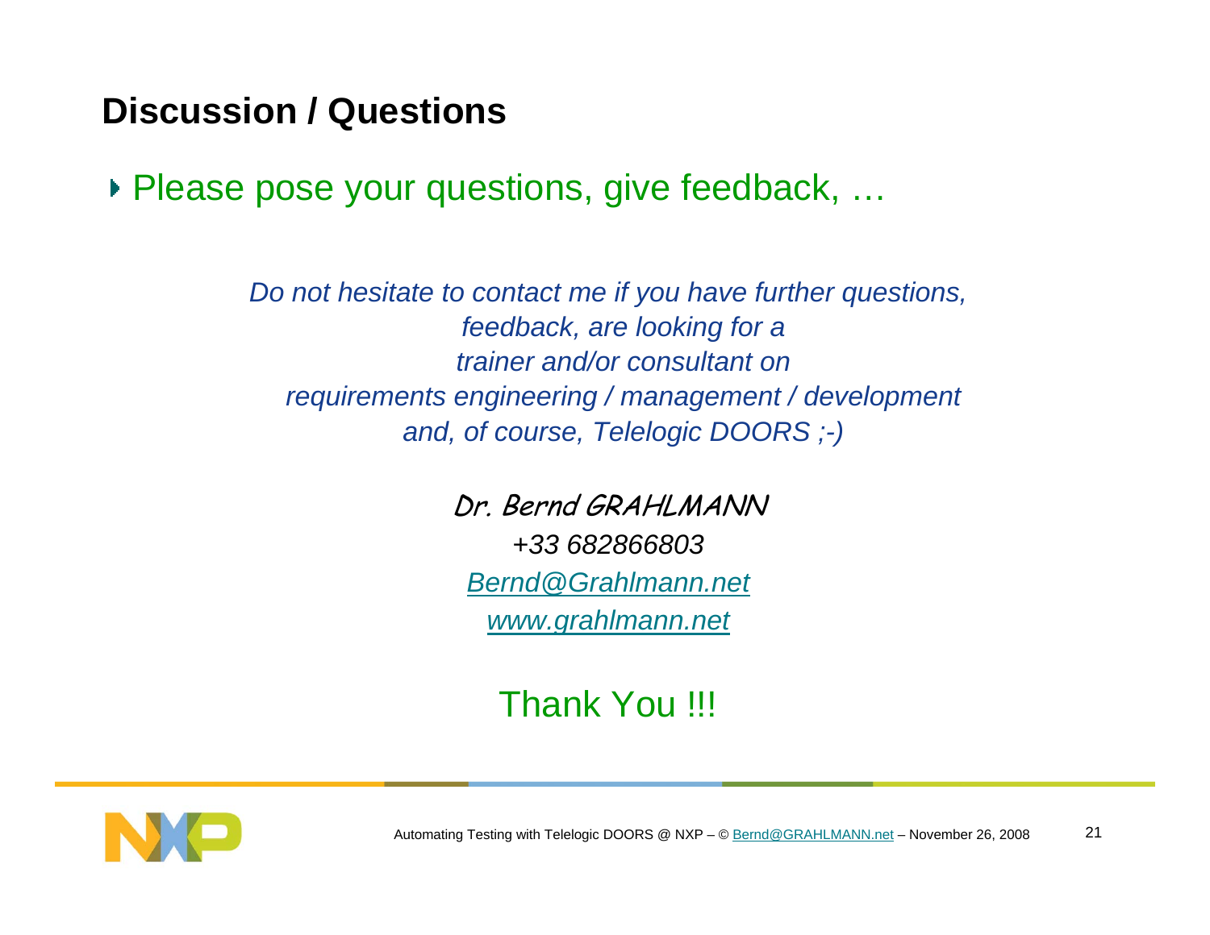## Discussion / Questions

- Please pose your questions, give feedback, …

*Do not hesitate to contact me if you have further questions, feedback, are looking for a trainer and/or consultant on requirements engineering / management / development and, of course, Telelogic DOORS ;-)*

Dr. Bernd GRAHLMANN

*+33 682866803*

*Bernd@Grahlmann.net*

*www.grahlmann.net*

Thank You !!!